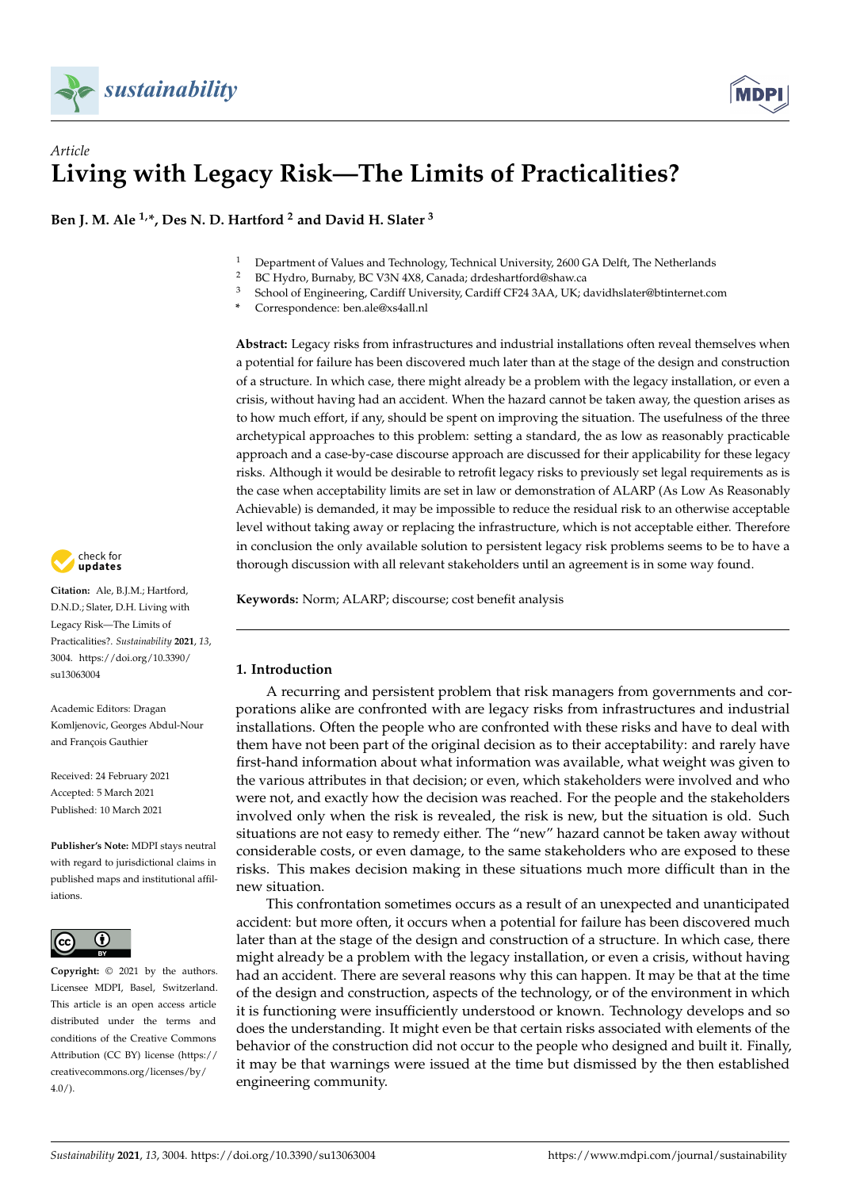*Article*

# Living with Legacy Risk—The Limits of Practicalities?

**Ben J. M. Ale [1,*], Des N. D. Hartford [2] and David H. Slater [3]**

[1] Department of Values and Technology, Technical University, 2600 GA Delft, The Netherlands
[2] BC Hydro, Burnaby, BC V3N 4X8, Canada; drdeshartford@shaw.ca
[3] School of Engineering, Cardiff University, Cardiff CF24 3AA, UK; davidhslater@btinternet.com
\* Correspondence: ben.ale@xs4all.nl

**Abstract:** Legacy risks from infrastructures and industrial installations often reveal themselves when a potential for failure has been discovered much later than at the stage of the design and construction of a structure. In which case, there might already be a problem with the legacy installation, or even a crisis, without having had an accident. When the hazard cannot be taken away, the question arises as to how much effort, if any, should be spent on improving the situation. The usefulness of the three archetypical approaches to this problem: setting a standard, the as low as reasonably practicable approach and a case-by-case discourse approach are discussed for their applicability for these legacy risks. Although it would be desirable to retrofit legacy risks to previously set legal requirements as is the case when acceptability limits are set in law or demonstration of ALARP (As Low As Reasonably Achievable) is demanded, it may be impossible to reduce the residual risk to an otherwise acceptable level without taking away or replacing the infrastructure, which is not acceptable either. Therefore in conclusion the only available solution to persistent legacy risk problems seems to be to have a thorough discussion with all relevant stakeholders until an agreement is in some way found.

**Keywords:** Norm; ALARP; discourse; cost benefit analysis

**Citation:** Ale, B.J.M.; Hartford, D.N.D.; Slater, D.H. Living with Legacy Risk—The Limits of Practicalities?. *Sustainability* **2021**, *13*, 3004. https://doi.org/10.3390/su13063004

Academic Editors: Dragan Komljenovic, Georges Abdul-Nour and François Gauthier

Received: 24 February 2021
Accepted: 5 March 2021
Published: 10 March 2021

**Publisher's Note:** MDPI stays neutral with regard to jurisdictional claims in published maps and institutional affiliations.

**Copyright:** © 2021 by the authors. Licensee MDPI, Basel, Switzerland. This article is an open access article distributed under the terms and conditions of the Creative Commons Attribution (CC BY) license (https://creativecommons.org/licenses/by/4.0/).

## 1. Introduction

A recurring and persistent problem that risk managers from governments and corporations alike are confronted with are legacy risks from infrastructures and industrial installations. Often the people who are confronted with these risks and have to deal with them have not been part of the original decision as to their acceptability: and rarely have first-hand information about what information was available, what weight was given to the various attributes in that decision; or even, which stakeholders were involved and who were not, and exactly how the decision was reached. For the people and the stakeholders involved only when the risk is revealed, the risk is new, but the situation is old. Such situations are not easy to remedy either. The "new" hazard cannot be taken away without considerable costs, or even damage, to the same stakeholders who are exposed to these risks. This makes decision making in these situations much more difficult than in the new situation.

This confrontation sometimes occurs as a result of an unexpected and unanticipated accident: but more often, it occurs when a potential for failure has been discovered much later than at the stage of the design and construction of a structure. In which case, there might already be a problem with the legacy installation, or even a crisis, without having had an accident. There are several reasons why this can happen. It may be that at the time of the design and construction, aspects of the technology, or of the environment in which it is functioning were insufficiently understood or known. Technology develops and so does the understanding. It might even be that certain risks associated with elements of the behavior of the construction did not occur to the people who designed and built it. Finally, it may be that warnings were issued at the time but dismissed by the then established engineering community.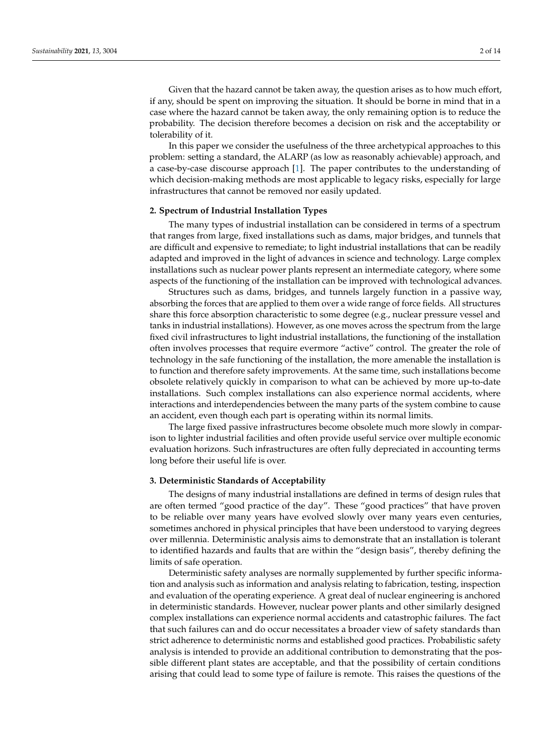Given that the hazard cannot be taken away, the question arises as to how much effort, if any, should be spent on improving the situation. It should be borne in mind that in a case where the hazard cannot be taken away, the only remaining option is to reduce the probability. The decision therefore becomes a decision on risk and the acceptability or tolerability of it.

In this paper we consider the usefulness of the three archetypical approaches to this problem: setting a standard, the ALARP (as low as reasonably achievable) approach, and a case-by-case discourse approach [1]. The paper contributes to the understanding of which decision-making methods are most applicable to legacy risks, especially for large infrastructures that cannot be removed nor easily updated.

## 2. Spectrum of Industrial Installation Types

The many types of industrial installation can be considered in terms of a spectrum that ranges from large, fixed installations such as dams, major bridges, and tunnels that are difficult and expensive to remediate; to light industrial installations that can be readily adapted and improved in the light of advances in science and technology. Large complex installations such as nuclear power plants represent an intermediate category, where some aspects of the functioning of the installation can be improved with technological advances.

Structures such as dams, bridges, and tunnels largely function in a passive way, absorbing the forces that are applied to them over a wide range of force fields. All structures share this force absorption characteristic to some degree (e.g., nuclear pressure vessel and tanks in industrial installations). However, as one moves across the spectrum from the large fixed civil infrastructures to light industrial installations, the functioning of the installation often involves processes that require evermore "active" control. The greater the role of technology in the safe functioning of the installation, the more amenable the installation is to function and therefore safety improvements. At the same time, such installations become obsolete relatively quickly in comparison to what can be achieved by more up-to-date installations. Such complex installations can also experience normal accidents, where interactions and interdependencies between the many parts of the system combine to cause an accident, even though each part is operating within its normal limits.

The large fixed passive infrastructures become obsolete much more slowly in comparison to lighter industrial facilities and often provide useful service over multiple economic evaluation horizons. Such infrastructures are often fully depreciated in accounting terms long before their useful life is over.

## 3. Deterministic Standards of Acceptability

The designs of many industrial installations are defined in terms of design rules that are often termed "good practice of the day". These "good practices" that have proven to be reliable over many years have evolved slowly over many years even centuries, sometimes anchored in physical principles that have been understood to varying degrees over millennia. Deterministic analysis aims to demonstrate that an installation is tolerant to identified hazards and faults that are within the "design basis", thereby defining the limits of safe operation.

Deterministic safety analyses are normally supplemented by further specific information and analysis such as information and analysis relating to fabrication, testing, inspection and evaluation of the operating experience. A great deal of nuclear engineering is anchored in deterministic standards. However, nuclear power plants and other similarly designed complex installations can experience normal accidents and catastrophic failures. The fact that such failures can and do occur necessitates a broader view of safety standards than strict adherence to deterministic norms and established good practices. Probabilistic safety analysis is intended to provide an additional contribution to demonstrating that the possible different plant states are acceptable, and that the possibility of certain conditions arising that could lead to some type of failure is remote. This raises the questions of the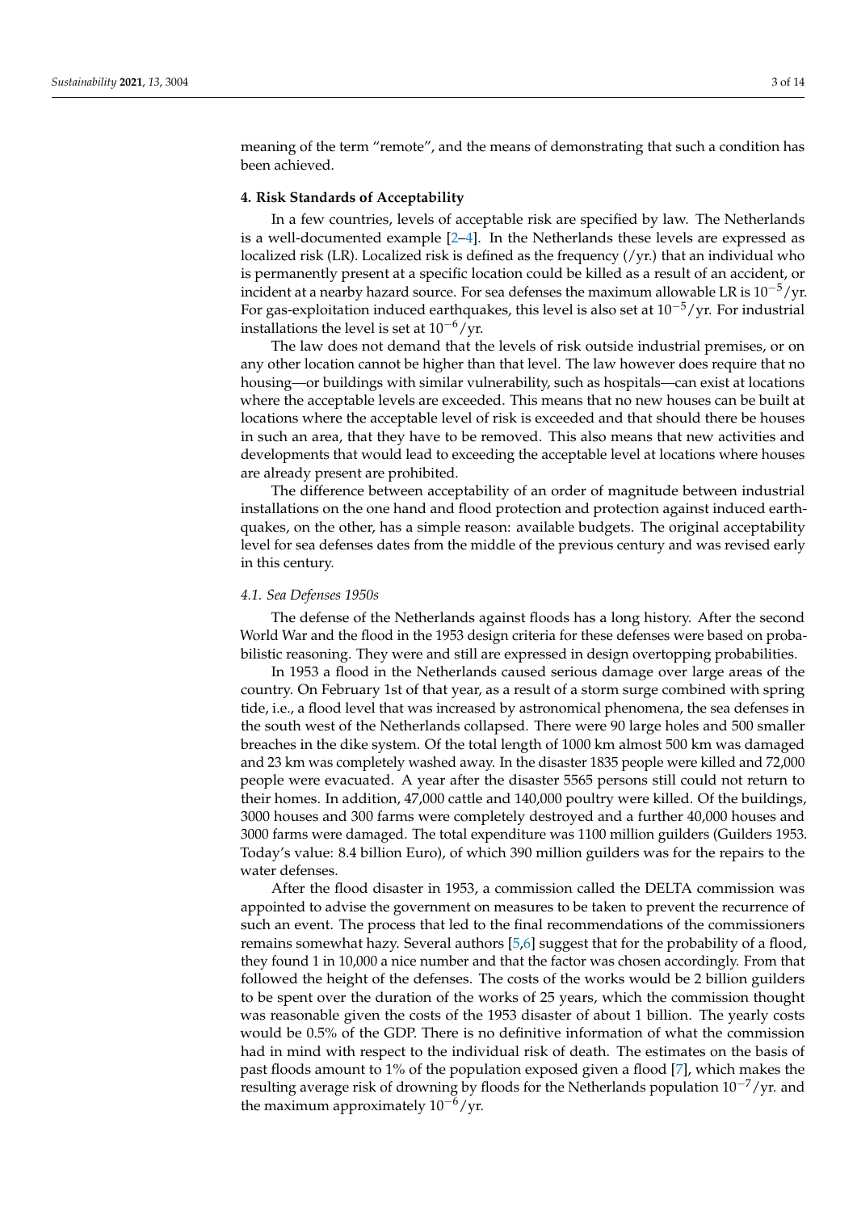meaning of the term "remote", and the means of demonstrating that such a condition has been achieved.

## 4. Risk Standards of Acceptability

In a few countries, levels of acceptable risk are specified by law. The Netherlands is a well-documented example [2–4]. In the Netherlands these levels are expressed as localized risk (LR). Localized risk is defined as the frequency (/yr.) that an individual who is permanently present at a specific location could be killed as a result of an accident, or incident at a nearby hazard source. For sea defenses the maximum allowable LR is $10^{-5}$/yr. For gas-exploitation induced earthquakes, this level is also set at $10^{-5}$/yr. For industrial installations the level is set at $10^{-6}$/yr.

The law does not demand that the levels of risk outside industrial premises, or on any other location cannot be higher than that level. The law however does require that no housing—or buildings with similar vulnerability, such as hospitals—can exist at locations where the acceptable levels are exceeded. This means that no new houses can be built at locations where the acceptable level of risk is exceeded and that should there be houses in such an area, that they have to be removed. This also means that new activities and developments that would lead to exceeding the acceptable level at locations where houses are already present are prohibited.

The difference between acceptability of an order of magnitude between industrial installations on the one hand and flood protection and protection against induced earthquakes, on the other, has a simple reason: available budgets. The original acceptability level for sea defenses dates from the middle of the previous century and was revised early in this century.

### *4.1. Sea Defenses 1950s*

The defense of the Netherlands against floods has a long history. After the second World War and the flood in the 1953 design criteria for these defenses were based on probabilistic reasoning. They were and still are expressed in design overtopping probabilities.

In 1953 a flood in the Netherlands caused serious damage over large areas of the country. On February 1st of that year, as a result of a storm surge combined with spring tide, i.e., a flood level that was increased by astronomical phenomena, the sea defenses in the south west of the Netherlands collapsed. There were 90 large holes and 500 smaller breaches in the dike system. Of the total length of 1000 km almost 500 km was damaged and 23 km was completely washed away. In the disaster 1835 people were killed and 72,000 people were evacuated. A year after the disaster 5565 persons still could not return to their homes. In addition, 47,000 cattle and 140,000 poultry were killed. Of the buildings, 3000 houses and 300 farms were completely destroyed and a further 40,000 houses and 3000 farms were damaged. The total expenditure was 1100 million guilders (Guilders 1953. Today's value: 8.4 billion Euro), of which 390 million guilders was for the repairs to the water defenses.

After the flood disaster in 1953, a commission called the DELTA commission was appointed to advise the government on measures to be taken to prevent the recurrence of such an event. The process that led to the final recommendations of the commissioners remains somewhat hazy. Several authors [5,6] suggest that for the probability of a flood, they found 1 in 10,000 a nice number and that the factor was chosen accordingly. From that followed the height of the defenses. The costs of the works would be 2 billion guilders to be spent over the duration of the works of 25 years, which the commission thought was reasonable given the costs of the 1953 disaster of about 1 billion. The yearly costs would be 0.5% of the GDP. There is no definitive information of what the commission had in mind with respect to the individual risk of death. The estimates on the basis of past floods amount to 1% of the population exposed given a flood [7], which makes the resulting average risk of drowning by floods for the Netherlands population $10^{-7}$/yr. and the maximum approximately $10^{-6}$/yr.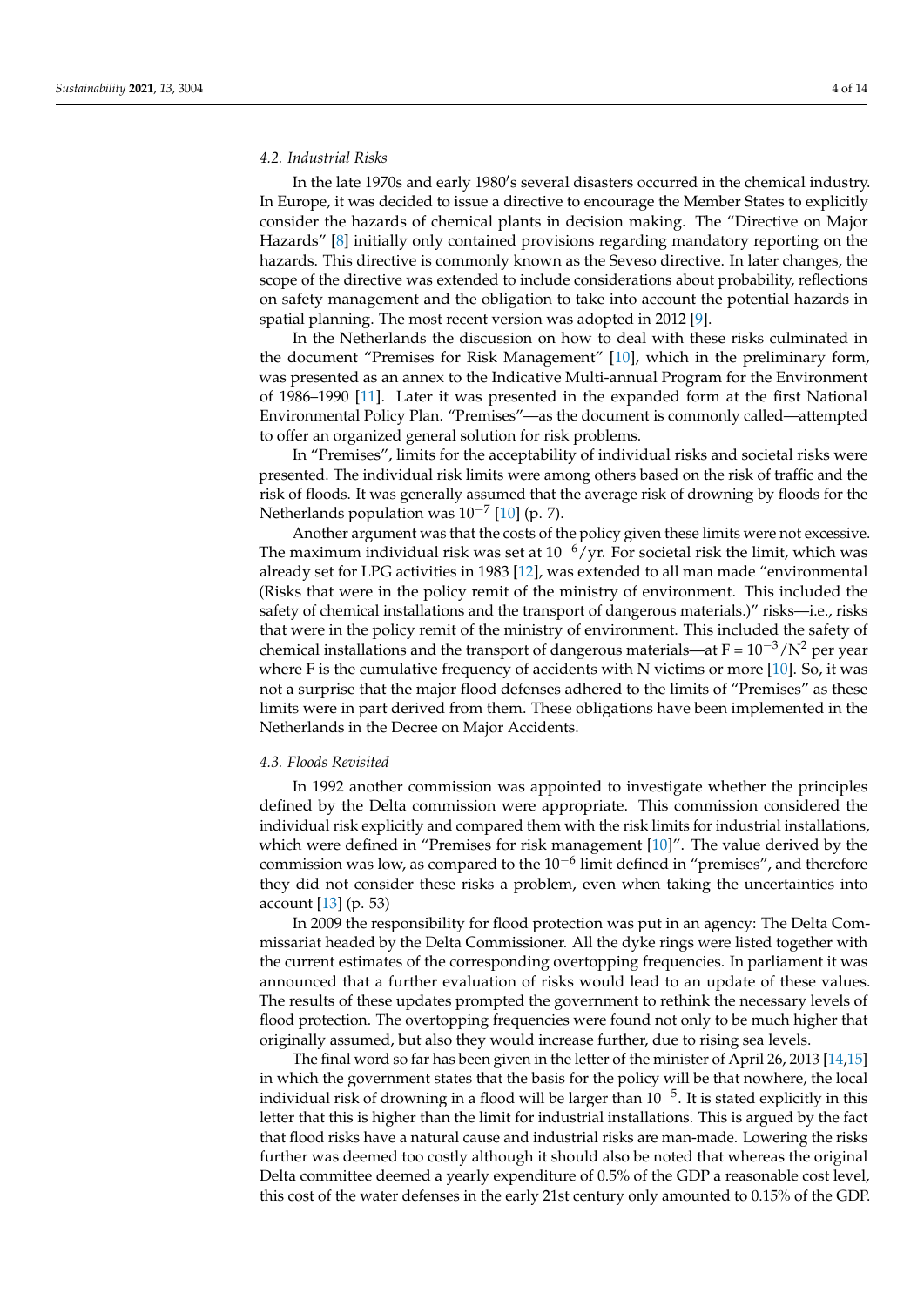### *4.2. Industrial Risks*

In the late 1970s and early 1980′s several disasters occurred in the chemical industry. In Europe, it was decided to issue a directive to encourage the Member States to explicitly consider the hazards of chemical plants in decision making. The "Directive on Major Hazards" [8] initially only contained provisions regarding mandatory reporting on the hazards. This directive is commonly known as the Seveso directive. In later changes, the scope of the directive was extended to include considerations about probability, reflections on safety management and the obligation to take into account the potential hazards in spatial planning. The most recent version was adopted in 2012 [9].

In the Netherlands the discussion on how to deal with these risks culminated in the document "Premises for Risk Management" [10], which in the preliminary form, was presented as an annex to the Indicative Multi-annual Program for the Environment of 1986–1990 [11]. Later it was presented in the expanded form at the first National Environmental Policy Plan. "Premises"—as the document is commonly called—attempted to offer an organized general solution for risk problems.

In "Premises", limits for the acceptability of individual risks and societal risks were presented. The individual risk limits were among others based on the risk of traffic and the risk of floods. It was generally assumed that the average risk of drowning by floods for the Netherlands population was $10^{-7}$ [10] (p. 7).

Another argument was that the costs of the policy given these limits were not excessive. The maximum individual risk was set at $10^{-6}$/yr. For societal risk the limit, which was already set for LPG activities in 1983 [12], was extended to all man made "environmental (Risks that were in the policy remit of the ministry of environment. This included the safety of chemical installations and the transport of dangerous materials.)" risks—i.e., risks that were in the policy remit of the ministry of environment. This included the safety of chemical installations and the transport of dangerous materials—at $F = 10^{-3}/N^2$ per year where F is the cumulative frequency of accidents with N victims or more [10]. So, it was not a surprise that the major flood defenses adhered to the limits of "Premises" as these limits were in part derived from them. These obligations have been implemented in the Netherlands in the Decree on Major Accidents.

### *4.3. Floods Revisited*

In 1992 another commission was appointed to investigate whether the principles defined by the Delta commission were appropriate. This commission considered the individual risk explicitly and compared them with the risk limits for industrial installations, which were defined in "Premises for risk management [10]". The value derived by the commission was low, as compared to the $10^{-6}$ limit defined in "premises", and therefore they did not consider these risks a problem, even when taking the uncertainties into account [13] (p. 53)

In 2009 the responsibility for flood protection was put in an agency: The Delta Commissariat headed by the Delta Commissioner. All the dyke rings were listed together with the current estimates of the corresponding overtopping frequencies. In parliament it was announced that a further evaluation of risks would lead to an update of these values. The results of these updates prompted the government to rethink the necessary levels of flood protection. The overtopping frequencies were found not only to be much higher that originally assumed, but also they would increase further, due to rising sea levels.

The final word so far has been given in the letter of the minister of April 26, 2013 [14,15] in which the government states that the basis for the policy will be that nowhere, the local individual risk of drowning in a flood will be larger than $10^{-5}$. It is stated explicitly in this letter that this is higher than the limit for industrial installations. This is argued by the fact that flood risks have a natural cause and industrial risks are man-made. Lowering the risks further was deemed too costly although it should also be noted that whereas the original Delta committee deemed a yearly expenditure of 0.5% of the GDP a reasonable cost level, this cost of the water defenses in the early 21st century only amounted to 0.15% of the GDP.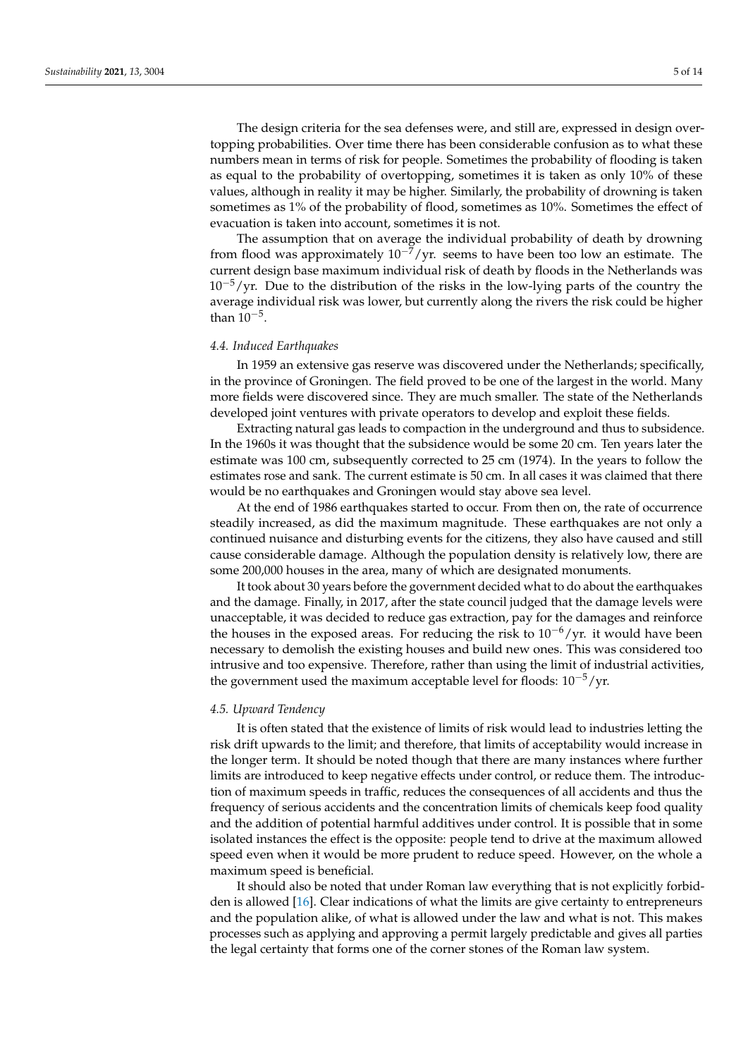The design criteria for the sea defenses were, and still are, expressed in design overtopping probabilities. Over time there has been considerable confusion as to what these numbers mean in terms of risk for people. Sometimes the probability of flooding is taken as equal to the probability of overtopping, sometimes it is taken as only 10% of these values, although in reality it may be higher. Similarly, the probability of drowning is taken sometimes as 1% of the probability of flood, sometimes as 10%. Sometimes the effect of evacuation is taken into account, sometimes it is not.

The assumption that on average the individual probability of death by drowning from flood was approximately $10^{-7}$/yr. seems to have been too low an estimate. The current design base maximum individual risk of death by floods in the Netherlands was $10^{-5}$/yr. Due to the distribution of the risks in the low-lying parts of the country the average individual risk was lower, but currently along the rivers the risk could be higher than $10^{-5}$.

### *4.4. Induced Earthquakes*

In 1959 an extensive gas reserve was discovered under the Netherlands; specifically, in the province of Groningen. The field proved to be one of the largest in the world. Many more fields were discovered since. They are much smaller. The state of the Netherlands developed joint ventures with private operators to develop and exploit these fields.

Extracting natural gas leads to compaction in the underground and thus to subsidence. In the 1960s it was thought that the subsidence would be some 20 cm. Ten years later the estimate was 100 cm, subsequently corrected to 25 cm (1974). In the years to follow the estimates rose and sank. The current estimate is 50 cm. In all cases it was claimed that there would be no earthquakes and Groningen would stay above sea level.

At the end of 1986 earthquakes started to occur. From then on, the rate of occurrence steadily increased, as did the maximum magnitude. These earthquakes are not only a continued nuisance and disturbing events for the citizens, they also have caused and still cause considerable damage. Although the population density is relatively low, there are some 200,000 houses in the area, many of which are designated monuments.

It took about 30 years before the government decided what to do about the earthquakes and the damage. Finally, in 2017, after the state council judged that the damage levels were unacceptable, it was decided to reduce gas extraction, pay for the damages and reinforce the houses in the exposed areas. For reducing the risk to $10^{-6}$/yr. it would have been necessary to demolish the existing houses and build new ones. This was considered too intrusive and too expensive. Therefore, rather than using the limit of industrial activities, the government used the maximum acceptable level for floods: $10^{-5}$/yr.

### *4.5. Upward Tendency*

It is often stated that the existence of limits of risk would lead to industries letting the risk drift upwards to the limit; and therefore, that limits of acceptability would increase in the longer term. It should be noted though that there are many instances where further limits are introduced to keep negative effects under control, or reduce them. The introduction of maximum speeds in traffic, reduces the consequences of all accidents and thus the frequency of serious accidents and the concentration limits of chemicals keep food quality and the addition of potential harmful additives under control. It is possible that in some isolated instances the effect is the opposite: people tend to drive at the maximum allowed speed even when it would be more prudent to reduce speed. However, on the whole a maximum speed is beneficial.

It should also be noted that under Roman law everything that is not explicitly forbidden is allowed [16]. Clear indications of what the limits are give certainty to entrepreneurs and the population alike, of what is allowed under the law and what is not. This makes processes such as applying and approving a permit largely predictable and gives all parties the legal certainty that forms one of the corner stones of the Roman law system.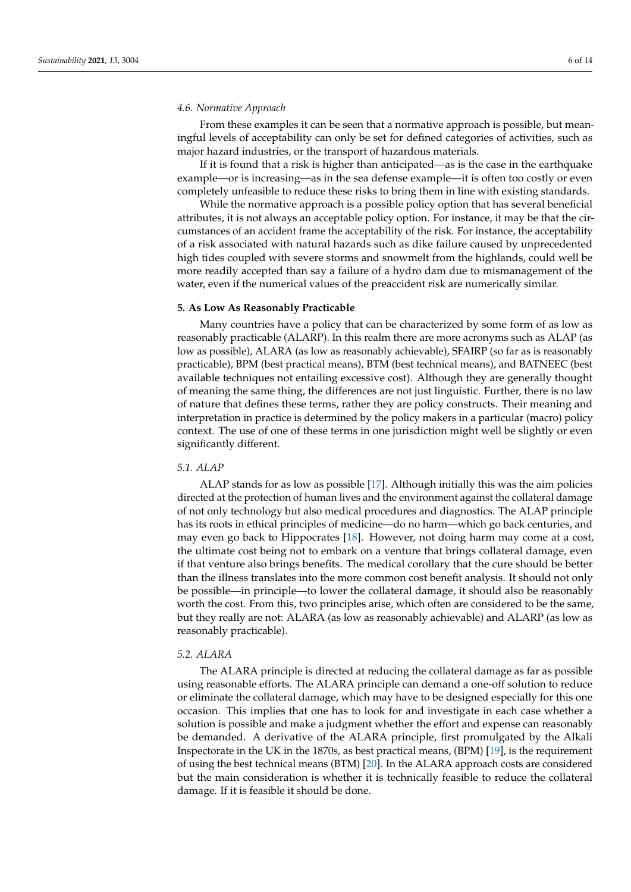### 4.6. Normative Approach

From these examples it can be seen that a normative approach is possible, but meaningful levels of acceptability can only be set for defined categories of activities, such as major hazard industries, or the transport of hazardous materials.

If it is found that a risk is higher than anticipated—as is the case in the earthquake example—or is increasing—as in the sea defense example—it is often too costly or even completely unfeasible to reduce these risks to bring them in line with existing standards.

While the normative approach is a possible policy option that has several beneficial attributes, it is not always an acceptable policy option. For instance, it may be that the circumstances of an accident frame the acceptability of the risk. For instance, the acceptability of a risk associated with natural hazards such as dike failure caused by unprecedented high tides coupled with severe storms and snowmelt from the highlands, could well be more readily accepted than say a failure of a hydro dam due to mismanagement of the water, even if the numerical values of the preaccident risk are numerically similar.

## 5. As Low As Reasonably Practicable

Many countries have a policy that can be characterized by some form of as low as reasonably practicable (ALARP). In this realm there are more acronyms such as ALAP (as low as possible), ALARA (as low as reasonably achievable), SFAIRP (so far as is reasonably practicable), BPM (best practical means), BTM (best technical means), and BATNEEC (best available techniques not entailing excessive cost). Although they are generally thought of meaning the same thing, the differences are not just linguistic. Further, there is no law of nature that defines these terms, rather they are policy constructs. Their meaning and interpretation in practice is determined by the policy makers in a particular (macro) policy context. The use of one of these terms in one jurisdiction might well be slightly or even significantly different.

### 5.1. ALAP

ALAP stands for as low as possible [17]. Although initially this was the aim policies directed at the protection of human lives and the environment against the collateral damage of not only technology but also medical procedures and diagnostics. The ALAP principle has its roots in ethical principles of medicine—do no harm—which go back centuries, and may even go back to Hippocrates [18]. However, not doing harm may come at a cost, the ultimate cost being not to embark on a venture that brings collateral damage, even if that venture also brings benefits. The medical corollary that the cure should be better than the illness translates into the more common cost benefit analysis. It should not only be possible—in principle—to lower the collateral damage, it should also be reasonably worth the cost. From this, two principles arise, which often are considered to be the same, but they really are not: ALARA (as low as reasonably achievable) and ALARP (as low as reasonably practicable).

### 5.2. ALARA

The ALARA principle is directed at reducing the collateral damage as far as possible using reasonable efforts. The ALARA principle can demand a one-off solution to reduce or eliminate the collateral damage, which may have to be designed especially for this one occasion. This implies that one has to look for and investigate in each case whether a solution is possible and make a judgment whether the effort and expense can reasonably be demanded. A derivative of the ALARA principle, first promulgated by the Alkali Inspectorate in the UK in the 1870s, as best practical means, (BPM) [19], is the requirement of using the best technical means (BTM) [20]. In the ALARA approach costs are considered but the main consideration is whether it is technically feasible to reduce the collateral damage. If it is feasible it should be done.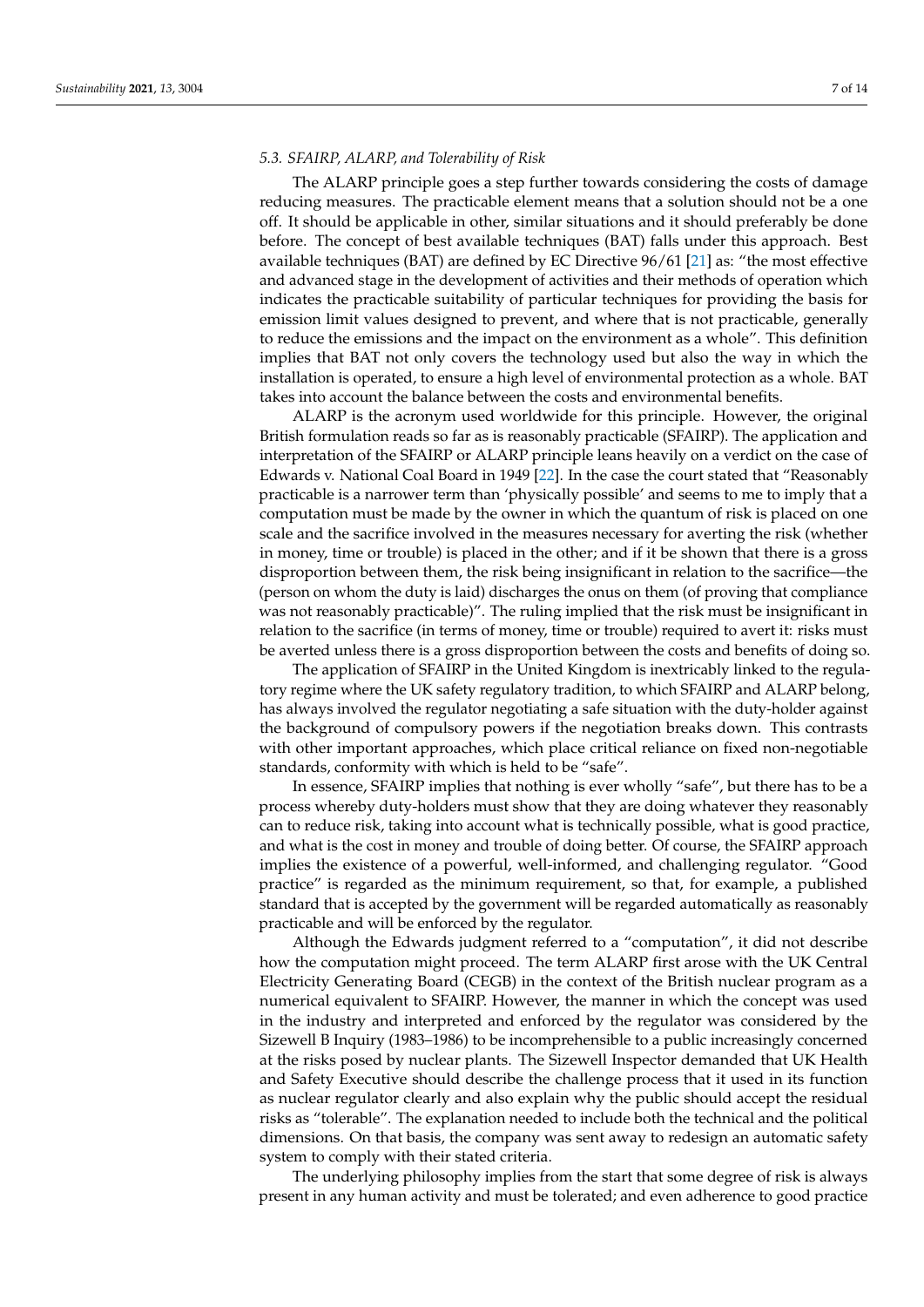### *5.3. SFAIRP, ALARP, and Tolerability of Risk*

The ALARP principle goes a step further towards considering the costs of damage reducing measures. The practicable element means that a solution should not be a one off. It should be applicable in other, similar situations and it should preferably be done before. The concept of best available techniques (BAT) falls under this approach. Best available techniques (BAT) are defined by EC Directive 96/61 [21] as: "the most effective and advanced stage in the development of activities and their methods of operation which indicates the practicable suitability of particular techniques for providing the basis for emission limit values designed to prevent, and where that is not practicable, generally to reduce the emissions and the impact on the environment as a whole". This definition implies that BAT not only covers the technology used but also the way in which the installation is operated, to ensure a high level of environmental protection as a whole. BAT takes into account the balance between the costs and environmental benefits.

ALARP is the acronym used worldwide for this principle. However, the original British formulation reads so far as is reasonably practicable (SFAIRP). The application and interpretation of the SFAIRP or ALARP principle leans heavily on a verdict on the case of Edwards v. National Coal Board in 1949 [22]. In the case the court stated that "Reasonably practicable is a narrower term than 'physically possible' and seems to me to imply that a computation must be made by the owner in which the quantum of risk is placed on one scale and the sacrifice involved in the measures necessary for averting the risk (whether in money, time or trouble) is placed in the other; and if it be shown that there is a gross disproportion between them, the risk being insignificant in relation to the sacrifice—the (person on whom the duty is laid) discharges the onus on them (of proving that compliance was not reasonably practicable)". The ruling implied that the risk must be insignificant in relation to the sacrifice (in terms of money, time or trouble) required to avert it: risks must be averted unless there is a gross disproportion between the costs and benefits of doing so.

The application of SFAIRP in the United Kingdom is inextricably linked to the regulatory regime where the UK safety regulatory tradition, to which SFAIRP and ALARP belong, has always involved the regulator negotiating a safe situation with the duty-holder against the background of compulsory powers if the negotiation breaks down. This contrasts with other important approaches, which place critical reliance on fixed non-negotiable standards, conformity with which is held to be "safe".

In essence, SFAIRP implies that nothing is ever wholly "safe", but there has to be a process whereby duty-holders must show that they are doing whatever they reasonably can to reduce risk, taking into account what is technically possible, what is good practice, and what is the cost in money and trouble of doing better. Of course, the SFAIRP approach implies the existence of a powerful, well-informed, and challenging regulator. "Good practice" is regarded as the minimum requirement, so that, for example, a published standard that is accepted by the government will be regarded automatically as reasonably practicable and will be enforced by the regulator.

Although the Edwards judgment referred to a "computation", it did not describe how the computation might proceed. The term ALARP first arose with the UK Central Electricity Generating Board (CEGB) in the context of the British nuclear program as a numerical equivalent to SFAIRP. However, the manner in which the concept was used in the industry and interpreted and enforced by the regulator was considered by the Sizewell B Inquiry (1983–1986) to be incomprehensible to a public increasingly concerned at the risks posed by nuclear plants. The Sizewell Inspector demanded that UK Health and Safety Executive should describe the challenge process that it used in its function as nuclear regulator clearly and also explain why the public should accept the residual risks as "tolerable". The explanation needed to include both the technical and the political dimensions. On that basis, the company was sent away to redesign an automatic safety system to comply with their stated criteria.

The underlying philosophy implies from the start that some degree of risk is always present in any human activity and must be tolerated; and even adherence to good practice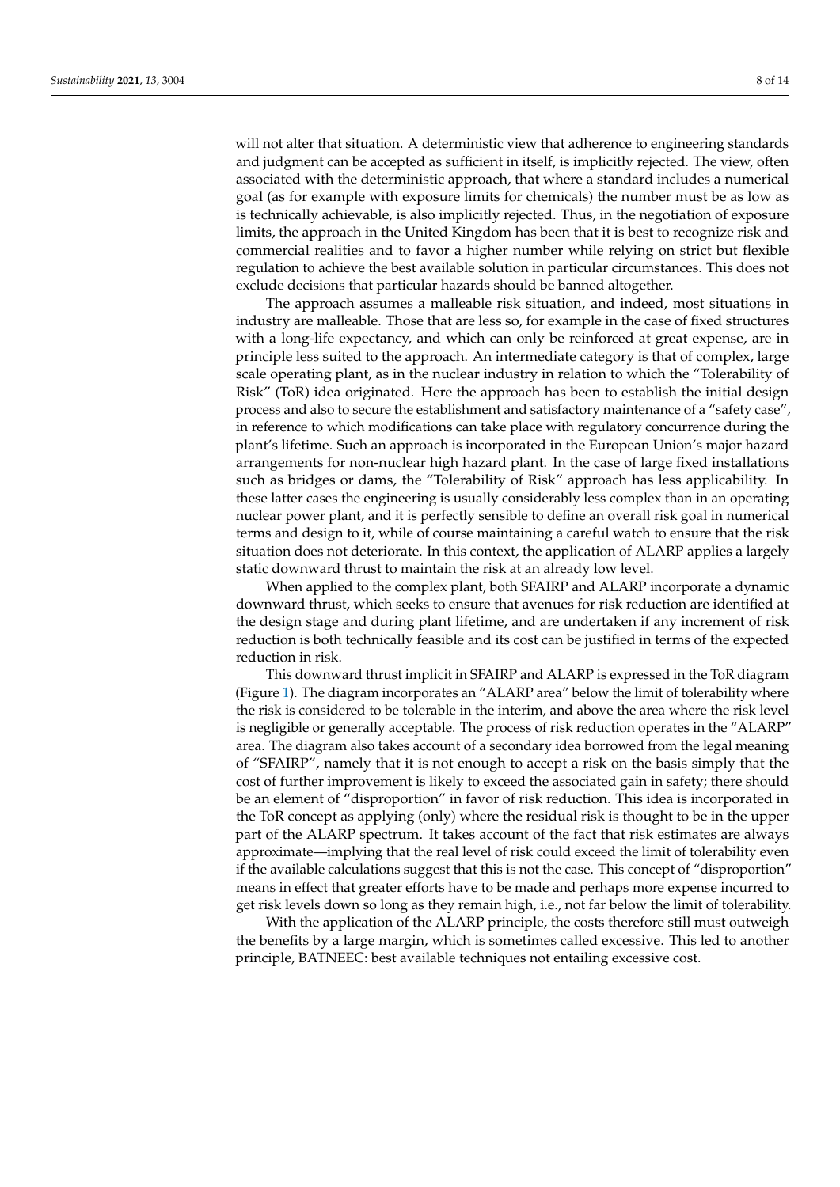will not alter that situation. A deterministic view that adherence to engineering standards and judgment can be accepted as sufficient in itself, is implicitly rejected. The view, often associated with the deterministic approach, that where a standard includes a numerical goal (as for example with exposure limits for chemicals) the number must be as low as is technically achievable, is also implicitly rejected. Thus, in the negotiation of exposure limits, the approach in the United Kingdom has been that it is best to recognize risk and commercial realities and to favor a higher number while relying on strict but flexible regulation to achieve the best available solution in particular circumstances. This does not exclude decisions that particular hazards should be banned altogether.

The approach assumes a malleable risk situation, and indeed, most situations in industry are malleable. Those that are less so, for example in the case of fixed structures with a long-life expectancy, and which can only be reinforced at great expense, are in principle less suited to the approach. An intermediate category is that of complex, large scale operating plant, as in the nuclear industry in relation to which the "Tolerability of Risk" (ToR) idea originated. Here the approach has been to establish the initial design process and also to secure the establishment and satisfactory maintenance of a "safety case", in reference to which modifications can take place with regulatory concurrence during the plant's lifetime. Such an approach is incorporated in the European Union's major hazard arrangements for non-nuclear high hazard plant. In the case of large fixed installations such as bridges or dams, the "Tolerability of Risk" approach has less applicability. In these latter cases the engineering is usually considerably less complex than in an operating nuclear power plant, and it is perfectly sensible to define an overall risk goal in numerical terms and design to it, while of course maintaining a careful watch to ensure that the risk situation does not deteriorate. In this context, the application of ALARP applies a largely static downward thrust to maintain the risk at an already low level.

When applied to the complex plant, both SFAIRP and ALARP incorporate a dynamic downward thrust, which seeks to ensure that avenues for risk reduction are identified at the design stage and during plant lifetime, and are undertaken if any increment of risk reduction is both technically feasible and its cost can be justified in terms of the expected reduction in risk.

This downward thrust implicit in SFAIRP and ALARP is expressed in the ToR diagram (Figure 1). The diagram incorporates an "ALARP area" below the limit of tolerability where the risk is considered to be tolerable in the interim, and above the area where the risk level is negligible or generally acceptable. The process of risk reduction operates in the "ALARP" area. The diagram also takes account of a secondary idea borrowed from the legal meaning of "SFAIRP", namely that it is not enough to accept a risk on the basis simply that the cost of further improvement is likely to exceed the associated gain in safety; there should be an element of "disproportion" in favor of risk reduction. This idea is incorporated in the ToR concept as applying (only) where the residual risk is thought to be in the upper part of the ALARP spectrum. It takes account of the fact that risk estimates are always approximate—implying that the real level of risk could exceed the limit of tolerability even if the available calculations suggest that this is not the case. This concept of "disproportion" means in effect that greater efforts have to be made and perhaps more expense incurred to get risk levels down so long as they remain high, i.e., not far below the limit of tolerability.

With the application of the ALARP principle, the costs therefore still must outweigh the benefits by a large margin, which is sometimes called excessive. This led to another principle, BATNEEC: best available techniques not entailing excessive cost.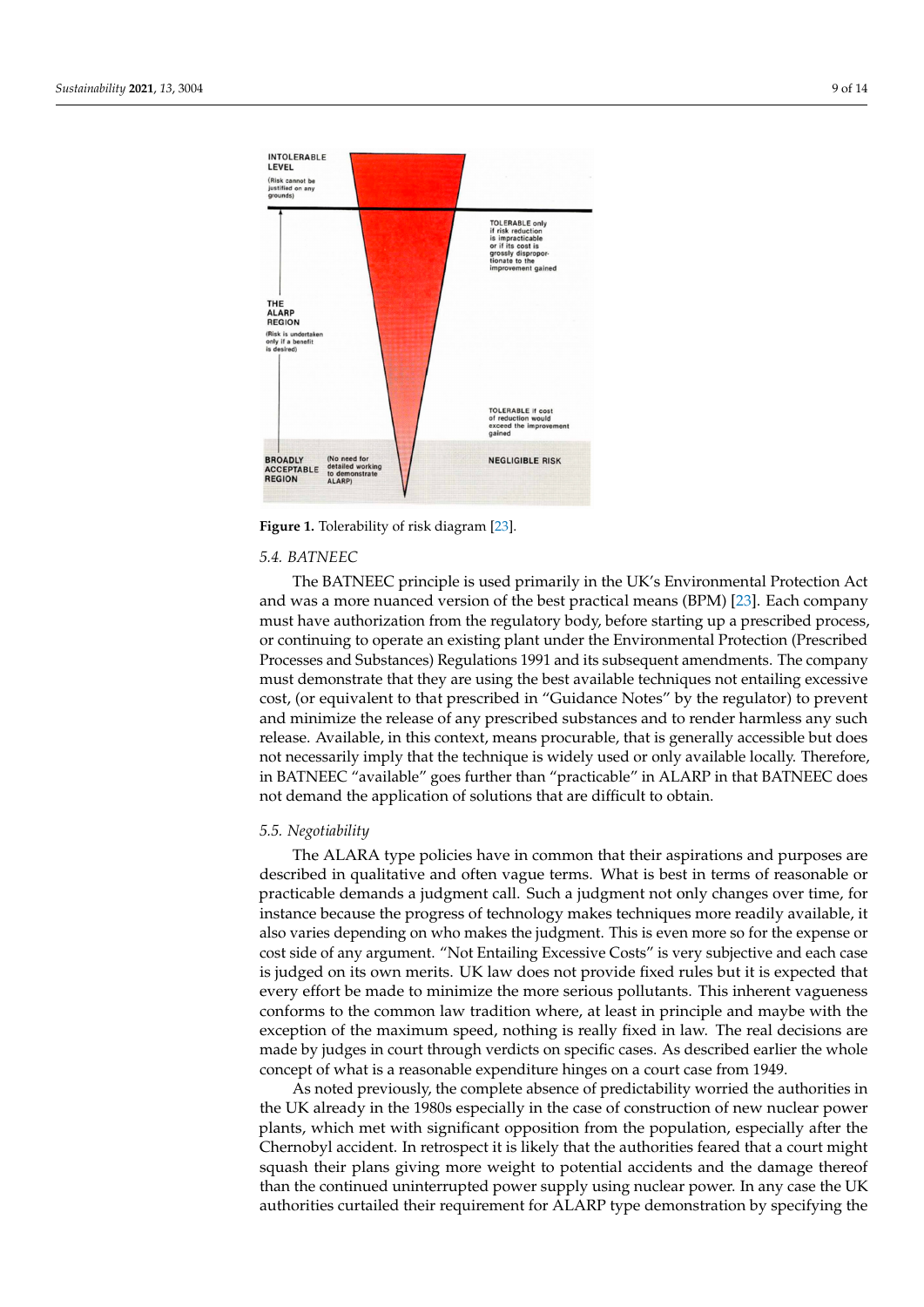Figure 1. Tolerability of risk diagram [23].

### 5.4. BATNEEC

The BATNEEC principle is used primarily in the UK's Environmental Protection Act and was a more nuanced version of the best practical means (BPM) [23]. Each company must have authorization from the regulatory body, before starting up a prescribed process, or continuing to operate an existing plant under the Environmental Protection (Prescribed Processes and Substances) Regulations 1991 and its subsequent amendments. The company must demonstrate that they are using the best available techniques not entailing excessive cost, (or equivalent to that prescribed in "Guidance Notes" by the regulator) to prevent and minimize the release of any prescribed substances and to render harmless any such release. Available, in this context, means procurable, that is generally accessible but does not necessarily imply that the technique is widely used or only available locally. Therefore, in BATNEEC "available" goes further than "practicable" in ALARP in that BATNEEC does not demand the application of solutions that are difficult to obtain.

### 5.5. Negotiability

The ALARA type policies have in common that their aspirations and purposes are described in qualitative and often vague terms. What is best in terms of reasonable or practicable demands a judgment call. Such a judgment not only changes over time, for instance because the progress of technology makes techniques more readily available, it also varies depending on who makes the judgment. This is even more so for the expense or cost side of any argument. "Not Entailing Excessive Costs" is very subjective and each case is judged on its own merits. UK law does not provide fixed rules but it is expected that every effort be made to minimize the more serious pollutants. This inherent vagueness conforms to the common law tradition where, at least in principle and maybe with the exception of the maximum speed, nothing is really fixed in law. The real decisions are made by judges in court through verdicts on specific cases. As described earlier the whole concept of what is a reasonable expenditure hinges on a court case from 1949.

As noted previously, the complete absence of predictability worried the authorities in the UK already in the 1980s especially in the case of construction of new nuclear power plants, which met with significant opposition from the population, especially after the Chernobyl accident. In retrospect it is likely that the authorities feared that a court might squash their plans giving more weight to potential accidents and the damage thereof than the continued uninterrupted power supply using nuclear power. In any case the UK authorities curtailed their requirement for ALARP type demonstration by specifying the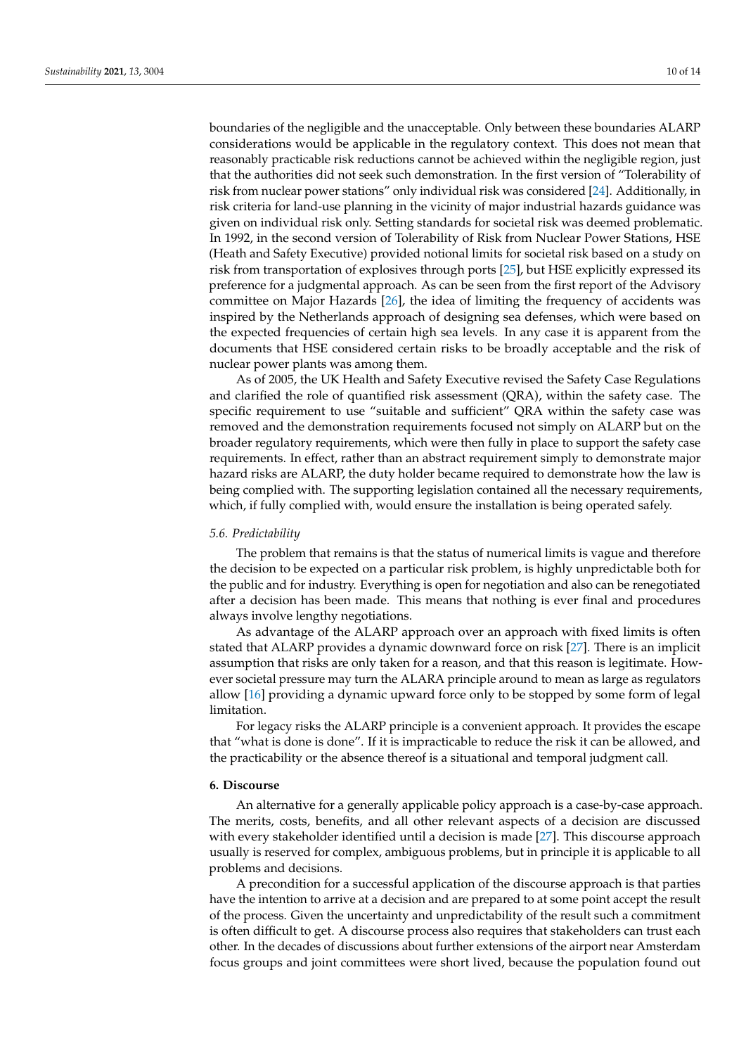boundaries of the negligible and the unacceptable. Only between these boundaries ALARP considerations would be applicable in the regulatory context. This does not mean that reasonably practicable risk reductions cannot be achieved within the negligible region, just that the authorities did not seek such demonstration. In the first version of "Tolerability of risk from nuclear power stations" only individual risk was considered [24]. Additionally, in risk criteria for land-use planning in the vicinity of major industrial hazards guidance was given on individual risk only. Setting standards for societal risk was deemed problematic. In 1992, in the second version of Tolerability of Risk from Nuclear Power Stations, HSE (Heath and Safety Executive) provided notional limits for societal risk based on a study on risk from transportation of explosives through ports [25], but HSE explicitly expressed its preference for a judgmental approach. As can be seen from the first report of the Advisory committee on Major Hazards [26], the idea of limiting the frequency of accidents was inspired by the Netherlands approach of designing sea defenses, which were based on the expected frequencies of certain high sea levels. In any case it is apparent from the documents that HSE considered certain risks to be broadly acceptable and the risk of nuclear power plants was among them.

As of 2005, the UK Health and Safety Executive revised the Safety Case Regulations and clarified the role of quantified risk assessment (QRA), within the safety case. The specific requirement to use "suitable and sufficient" QRA within the safety case was removed and the demonstration requirements focused not simply on ALARP but on the broader regulatory requirements, which were then fully in place to support the safety case requirements. In effect, rather than an abstract requirement simply to demonstrate major hazard risks are ALARP, the duty holder became required to demonstrate how the law is being complied with. The supporting legislation contained all the necessary requirements, which, if fully complied with, would ensure the installation is being operated safely.

### 5.6. Predictability

The problem that remains is that the status of numerical limits is vague and therefore the decision to be expected on a particular risk problem, is highly unpredictable both for the public and for industry. Everything is open for negotiation and also can be renegotiated after a decision has been made. This means that nothing is ever final and procedures always involve lengthy negotiations.

As advantage of the ALARP approach over an approach with fixed limits is often stated that ALARP provides a dynamic downward force on risk [27]. There is an implicit assumption that risks are only taken for a reason, and that this reason is legitimate. However societal pressure may turn the ALARA principle around to mean as large as regulators allow [16] providing a dynamic upward force only to be stopped by some form of legal limitation.

For legacy risks the ALARP principle is a convenient approach. It provides the escape that "what is done is done". If it is impracticable to reduce the risk it can be allowed, and the practicability or the absence thereof is a situational and temporal judgment call.

## 6. Discourse

An alternative for a generally applicable policy approach is a case-by-case approach. The merits, costs, benefits, and all other relevant aspects of a decision are discussed with every stakeholder identified until a decision is made [27]. This discourse approach usually is reserved for complex, ambiguous problems, but in principle it is applicable to all problems and decisions.

A precondition for a successful application of the discourse approach is that parties have the intention to arrive at a decision and are prepared to at some point accept the result of the process. Given the uncertainty and unpredictability of the result such a commitment is often difficult to get. A discourse process also requires that stakeholders can trust each other. In the decades of discussions about further extensions of the airport near Amsterdam focus groups and joint committees were short lived, because the population found out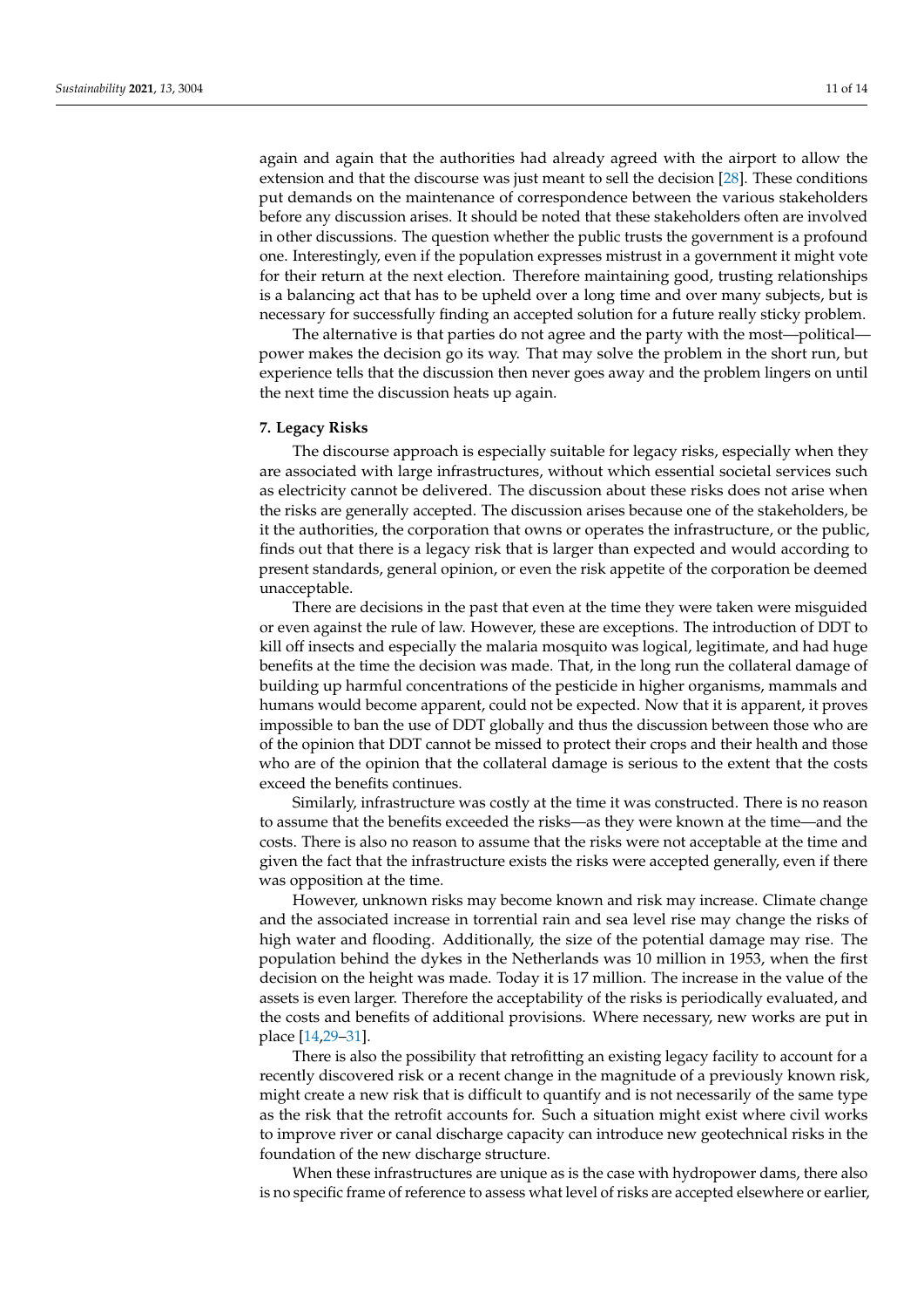again and again that the authorities had already agreed with the airport to allow the extension and that the discourse was just meant to sell the decision [28]. These conditions put demands on the maintenance of correspondence between the various stakeholders before any discussion arises. It should be noted that these stakeholders often are involved in other discussions. The question whether the public trusts the government is a profound one. Interestingly, even if the population expresses mistrust in a government it might vote for their return at the next election. Therefore maintaining good, trusting relationships is a balancing act that has to be upheld over a long time and over many subjects, but is necessary for successfully finding an accepted solution for a future really sticky problem.

The alternative is that parties do not agree and the party with the most—political—power makes the decision go its way. That may solve the problem in the short run, but experience tells that the discussion then never goes away and the problem lingers on until the next time the discussion heats up again.

## 7. Legacy Risks

The discourse approach is especially suitable for legacy risks, especially when they are associated with large infrastructures, without which essential societal services such as electricity cannot be delivered. The discussion about these risks does not arise when the risks are generally accepted. The discussion arises because one of the stakeholders, be it the authorities, the corporation that owns or operates the infrastructure, or the public, finds out that there is a legacy risk that is larger than expected and would according to present standards, general opinion, or even the risk appetite of the corporation be deemed unacceptable.

There are decisions in the past that even at the time they were taken were misguided or even against the rule of law. However, these are exceptions. The introduction of DDT to kill off insects and especially the malaria mosquito was logical, legitimate, and had huge benefits at the time the decision was made. That, in the long run the collateral damage of building up harmful concentrations of the pesticide in higher organisms, mammals and humans would become apparent, could not be expected. Now that it is apparent, it proves impossible to ban the use of DDT globally and thus the discussion between those who are of the opinion that DDT cannot be missed to protect their crops and their health and those who are of the opinion that the collateral damage is serious to the extent that the costs exceed the benefits continues.

Similarly, infrastructure was costly at the time it was constructed. There is no reason to assume that the benefits exceeded the risks—as they were known at the time—and the costs. There is also no reason to assume that the risks were not acceptable at the time and given the fact that the infrastructure exists the risks were accepted generally, even if there was opposition at the time.

However, unknown risks may become known and risk may increase. Climate change and the associated increase in torrential rain and sea level rise may change the risks of high water and flooding. Additionally, the size of the potential damage may rise. The population behind the dykes in the Netherlands was 10 million in 1953, when the first decision on the height was made. Today it is 17 million. The increase in the value of the assets is even larger. Therefore the acceptability of the risks is periodically evaluated, and the costs and benefits of additional provisions. Where necessary, new works are put in place [14,29–31].

There is also the possibility that retrofitting an existing legacy facility to account for a recently discovered risk or a recent change in the magnitude of a previously known risk, might create a new risk that is difficult to quantify and is not necessarily of the same type as the risk that the retrofit accounts for. Such a situation might exist where civil works to improve river or canal discharge capacity can introduce new geotechnical risks in the foundation of the new discharge structure.

When these infrastructures are unique as is the case with hydropower dams, there also is no specific frame of reference to assess what level of risks are accepted elsewhere or earlier,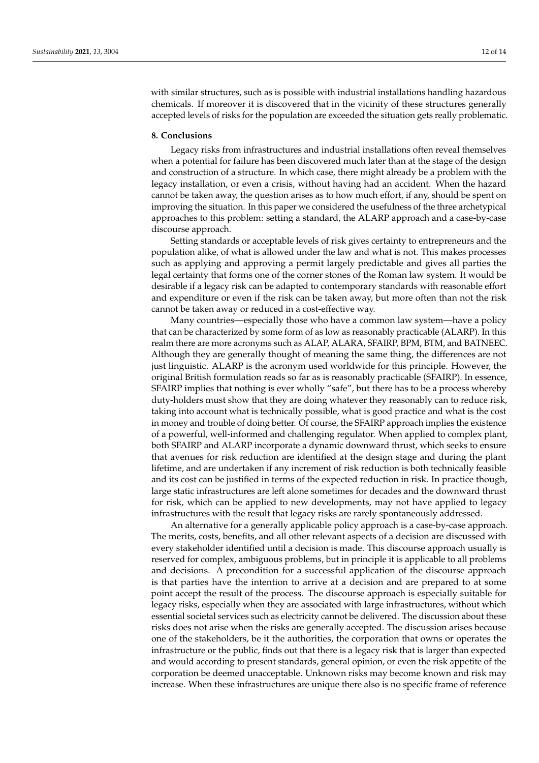with similar structures, such as is possible with industrial installations handling hazardous chemicals. If moreover it is discovered that in the vicinity of these structures generally accepted levels of risks for the population are exceeded the situation gets really problematic.

## 8. Conclusions

Legacy risks from infrastructures and industrial installations often reveal themselves when a potential for failure has been discovered much later than at the stage of the design and construction of a structure. In which case, there might already be a problem with the legacy installation, or even a crisis, without having had an accident. When the hazard cannot be taken away, the question arises as to how much effort, if any, should be spent on improving the situation. In this paper we considered the usefulness of the three archetypical approaches to this problem: setting a standard, the ALARP approach and a case-by-case discourse approach.

Setting standards or acceptable levels of risk gives certainty to entrepreneurs and the population alike, of what is allowed under the law and what is not. This makes processes such as applying and approving a permit largely predictable and gives all parties the legal certainty that forms one of the corner stones of the Roman law system. It would be desirable if a legacy risk can be adapted to contemporary standards with reasonable effort and expenditure or even if the risk can be taken away, but more often than not the risk cannot be taken away or reduced in a cost-effective way.

Many countries—especially those who have a common law system—have a policy that can be characterized by some form of as low as reasonably practicable (ALARP). In this realm there are more acronyms such as ALAP, ALARA, SFAIRP, BPM, BTM, and BATNEEC. Although they are generally thought of meaning the same thing, the differences are not just linguistic. ALARP is the acronym used worldwide for this principle. However, the original British formulation reads so far as is reasonably practicable (SFAIRP). In essence, SFAIRP implies that nothing is ever wholly "safe", but there has to be a process whereby duty-holders must show that they are doing whatever they reasonably can to reduce risk, taking into account what is technically possible, what is good practice and what is the cost in money and trouble of doing better. Of course, the SFAIRP approach implies the existence of a powerful, well-informed and challenging regulator. When applied to complex plant, both SFAIRP and ALARP incorporate a dynamic downward thrust, which seeks to ensure that avenues for risk reduction are identified at the design stage and during the plant lifetime, and are undertaken if any increment of risk reduction is both technically feasible and its cost can be justified in terms of the expected reduction in risk. In practice though, large static infrastructures are left alone sometimes for decades and the downward thrust for risk, which can be applied to new developments, may not have applied to legacy infrastructures with the result that legacy risks are rarely spontaneously addressed.

An alternative for a generally applicable policy approach is a case-by-case approach. The merits, costs, benefits, and all other relevant aspects of a decision are discussed with every stakeholder identified until a decision is made. This discourse approach usually is reserved for complex, ambiguous problems, but in principle it is applicable to all problems and decisions. A precondition for a successful application of the discourse approach is that parties have the intention to arrive at a decision and are prepared to at some point accept the result of the process. The discourse approach is especially suitable for legacy risks, especially when they are associated with large infrastructures, without which essential societal services such as electricity cannot be delivered. The discussion about these risks does not arise when the risks are generally accepted. The discussion arises because one of the stakeholders, be it the authorities, the corporation that owns or operates the infrastructure or the public, finds out that there is a legacy risk that is larger than expected and would according to present standards, general opinion, or even the risk appetite of the corporation be deemed unacceptable. Unknown risks may become known and risk may increase. When these infrastructures are unique there also is no specific frame of reference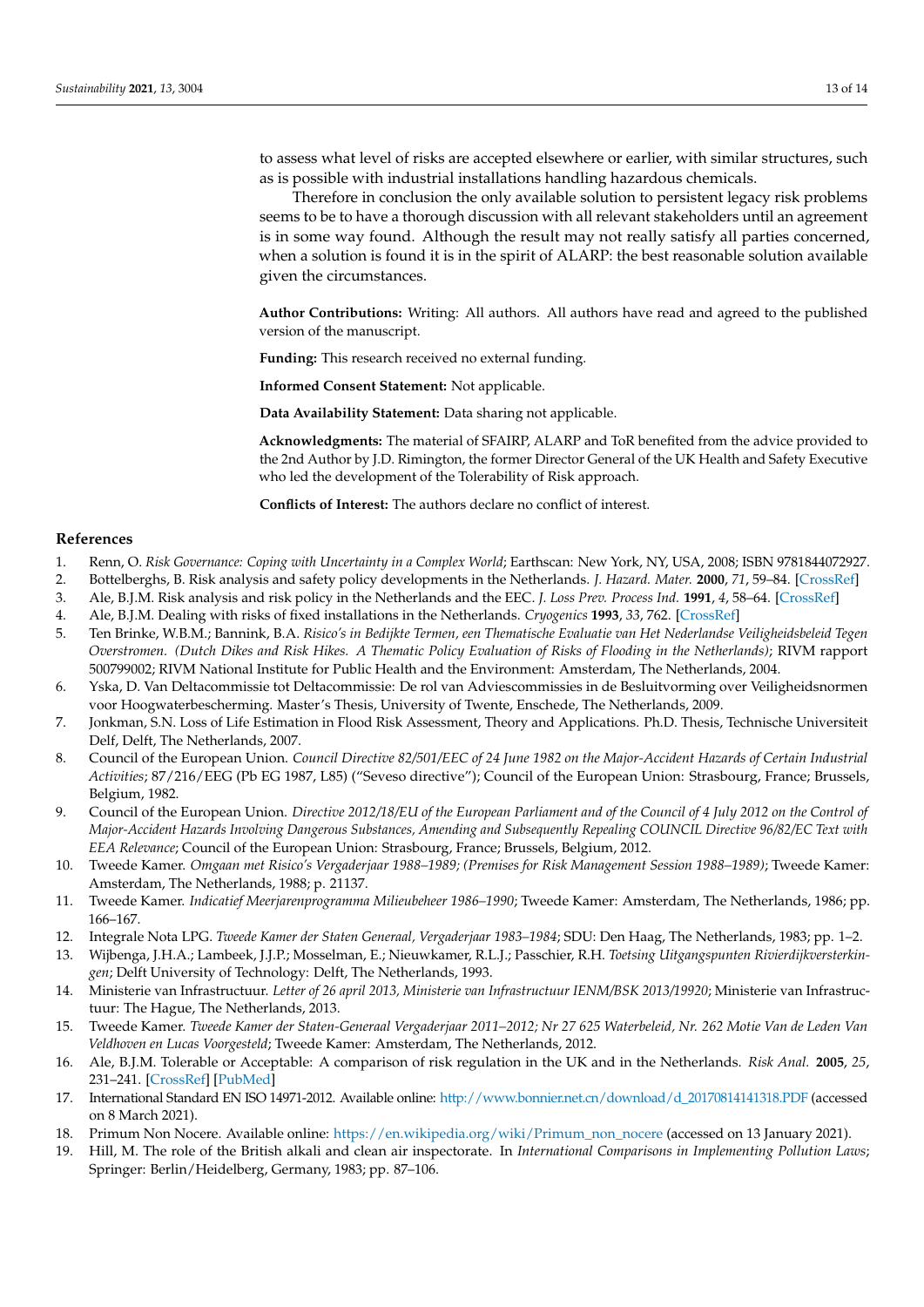to assess what level of risks are accepted elsewhere or earlier, with similar structures, such as is possible with industrial installations handling hazardous chemicals.

Therefore in conclusion the only available solution to persistent legacy risk problems seems to be to have a thorough discussion with all relevant stakeholders until an agreement is in some way found. Although the result may not really satisfy all parties concerned, when a solution is found it is in the spirit of ALARP: the best reasonable solution available given the circumstances.

**Author Contributions:** Writing: All authors. All authors have read and agreed to the published version of the manuscript.

**Funding:** This research received no external funding.

**Informed Consent Statement:** Not applicable.

**Data Availability Statement:** Data sharing not applicable.

**Acknowledgments:** The material of SFAIRP, ALARP and ToR benefited from the advice provided to the 2nd Author by J.D. Rimington, the former Director General of the UK Health and Safety Executive who led the development of the Tolerability of Risk approach.

**Conflicts of Interest:** The authors declare no conflict of interest.

## References

1. Renn, O. *Risk Governance: Coping with Uncertainty in a Complex World*; Earthscan: New York, NY, USA, 2008; ISBN 9781844072927.
2. Bottelberghs, B. Risk analysis and safety policy developments in the Netherlands. *J. Hazard. Mater.* **2000**, *71*, 59–84. [CrossRef]
3. Ale, B.J.M. Risk analysis and risk policy in the Netherlands and the EEC. *J. Loss Prev. Process Ind.* **1991**, *4*, 58–64. [CrossRef]
4. Ale, B.J.M. Dealing with risks of fixed installations in the Netherlands. *Cryogenics* **1993**, *33*, 762. [CrossRef]
5. Ten Brinke, W.B.M.; Bannink, B.A. *Risico's in Bedijkte Termen, een Thematische Evaluatie van Het Nederlandse Veiligheidsbeleid Tegen Overstromen. (Dutch Dikes and Risk Hikes. A Thematic Policy Evaluation of Risks of Flooding in the Netherlands)*; RIVM rapport 500799002; RIVM National Institute for Public Health and the Environment: Amsterdam, The Netherlands, 2004.
6. Yska, D. Van Deltacommissie tot Deltacommissie: De rol van Adviescommissies in de Besluitvorming over Veiligheidsnormen voor Hoogwaterbescherming. Master's Thesis, University of Twente, Enschede, The Netherlands, 2009.
7. Jonkman, S.N. Loss of Life Estimation in Flood Risk Assessment, Theory and Applications. Ph.D. Thesis, Technische Universiteit Delf, Delft, The Netherlands, 2007.
8. Council of the European Union. *Council Directive 82/501/EEC of 24 June 1982 on the Major-Accident Hazards of Certain Industrial Activities*; 87/216/EEG (Pb EG 1987, L85) ("Seveso directive"); Council of the European Union: Strasbourg, France; Brussels, Belgium, 1982.
9. Council of the European Union. *Directive 2012/18/EU of the European Parliament and of the Council of 4 July 2012 on the Control of Major-Accident Hazards Involving Dangerous Substances, Amending and Subsequently Repealing COUNCIL Directive 96/82/EC Text with EEA Relevance*; Council of the European Union: Strasbourg, France; Brussels, Belgium, 2012.
10. Tweede Kamer. *Omgaan met Risico's Vergaderjaar 1988–1989; (Premises for Risk Management Session 1988–1989)*; Tweede Kamer: Amsterdam, The Netherlands, 1988; p. 21137.
11. Tweede Kamer. *Indicatief Meerjarenprogramma Milieubeheer 1986–1990*; Tweede Kamer: Amsterdam, The Netherlands, 1986; pp. 166–167.
12. Integrale Nota LPG. *Tweede Kamer der Staten Generaal, Vergaderjaar 1983–1984*; SDU: Den Haag, The Netherlands, 1983; pp. 1–2.
13. Wijbenga, J.H.A.; Lambeek, J.J.P.; Mosselman, E.; Nieuwkamer, R.L.J.; Passchier, R.H. *Toetsing Uitgangspunten Rivierdijkversterkingen*; Delft University of Technology: Delft, The Netherlands, 1993.
14. Ministerie van Infrastructuur. *Letter of 26 april 2013, Ministerie van Infrastructuur IENM/BSK 2013/19920*; Ministerie van Infrastructuur: The Hague, The Netherlands, 2013.
15. Tweede Kamer. *Tweede Kamer der Staten-Generaal Vergaderjaar 2011–2012; Nr 27 625 Waterbeleid, Nr. 262 Motie Van de Leden Van Veldhoven en Lucas Voorgesteld*; Tweede Kamer: Amsterdam, The Netherlands, 2012.
16. Ale, B.J.M. Tolerable or Acceptable: A comparison of risk regulation in the UK and in the Netherlands. *Risk Anal.* **2005**, *25*, 231–241. [CrossRef] [PubMed]
17. International Standard EN ISO 14971-2012. Available online: http://www.bonnier.net.cn/download/d_20170814141318.PDF (accessed on 8 March 2021).
18. Primum Non Nocere. Available online: https://en.wikipedia.org/wiki/Primum_non_nocere (accessed on 13 January 2021).
19. Hill, M. The role of the British alkali and clean air inspectorate. In *International Comparisons in Implementing Pollution Laws*; Springer: Berlin/Heidelberg, Germany, 1983; pp. 87–106.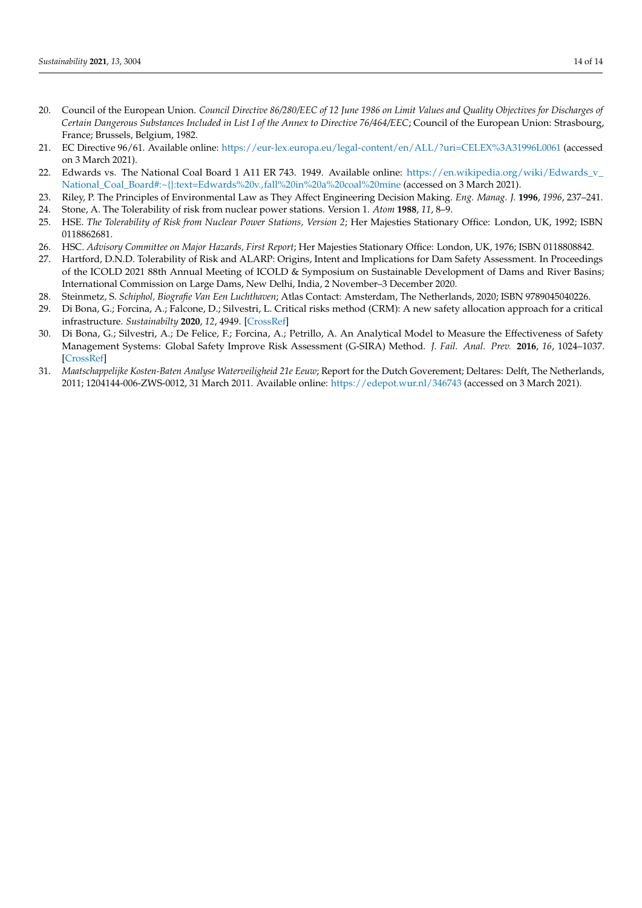20. Council of the European Union. *Council Directive 86/280/EEC of 12 June 1986 on Limit Values and Quality Objectives for Discharges of Certain Dangerous Substances Included in List I of the Annex to Directive 76/464/EEC*; Council of the European Union: Strasbourg, France; Brussels, Belgium, 1982.
21. EC Directive 96/61. Available online: https://eur-lex.europa.eu/legal-content/en/ALL/?uri=CELEX%3A31996L0061 (accessed on 3 March 2021).
22. Edwards vs. The National Coal Board 1 A11 ER 743. 1949. Available online: https://en.wikipedia.org/wiki/Edwards_v_National_Coal_Board#:~{}:text=Edwards%20v.,fall%20in%20a%20coal%20mine (accessed on 3 March 2021).
23. Riley, P. The Principles of Environmental Law as They Affect Engineering Decision Making. *Eng. Manag. J.* **1996**, *1996*, 237–241.
24. Stone, A. The Tolerability of risk from nuclear power stations. Version 1. *Atom* **1988**, *11*, 8–9.
25. HSE. *The Tolerability of Risk from Nuclear Power Stations, Version 2*; Her Majesties Stationary Office: London, UK, 1992; ISBN 0118862681.
26. HSC. *Advisory Committee on Major Hazards, First Report*; Her Majesties Stationary Office: London, UK, 1976; ISBN 0118808842.
27. Hartford, D.N.D. Tolerability of Risk and ALARP: Origins, Intent and Implications for Dam Safety Assessment. In Proceedings of the ICOLD 2021 88th Annual Meeting of ICOLD & Symposium on Sustainable Development of Dams and River Basins; International Commission on Large Dams, New Delhi, India, 2 November–3 December 2020.
28. Steinmetz, S. *Schiphol, Biografie Van Een Luchthaven*; Atlas Contact: Amsterdam, The Netherlands, 2020; ISBN 9789045040226.
29. Di Bona, G.; Forcina, A.; Falcone, D.; Silvestri, L. Critical risks method (CRM): A new safety allocation approach for a critical infrastructure. *Sustainabilty* **2020**, *12*, 4949. [CrossRef]
30. Di Bona, G.; Silvestri, A.; De Felice, F.; Forcina, A.; Petrillo, A. An Analytical Model to Measure the Effectiveness of Safety Management Systems: Global Safety Improve Risk Assessment (G-SIRA) Method. *J. Fail. Anal. Prev.* **2016**, *16*, 1024–1037. [CrossRef]
31. *Maatschappelijke Kosten-Baten Analyse Waterveiligheid 21e Eeuw*; Report for the Dutch Goverement; Deltares: Delft, The Netherlands, 2011; 1204144-006-ZWS-0012, 31 March 2011. Available online: https://edepot.wur.nl/346743 (accessed on 3 March 2021).